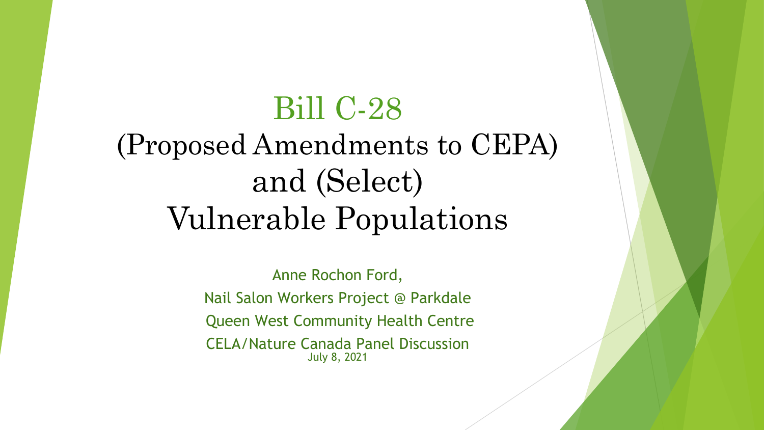# Bill C-28
# (Proposed Amendments to CEPA) and (Select) Vulnerable Populations

Anne Rochon Ford,

Nail Salon Workers Project @ Parkdale

Queen West Community Health Centre

CELA/Nature Canada Panel Discussion

July 8, 2021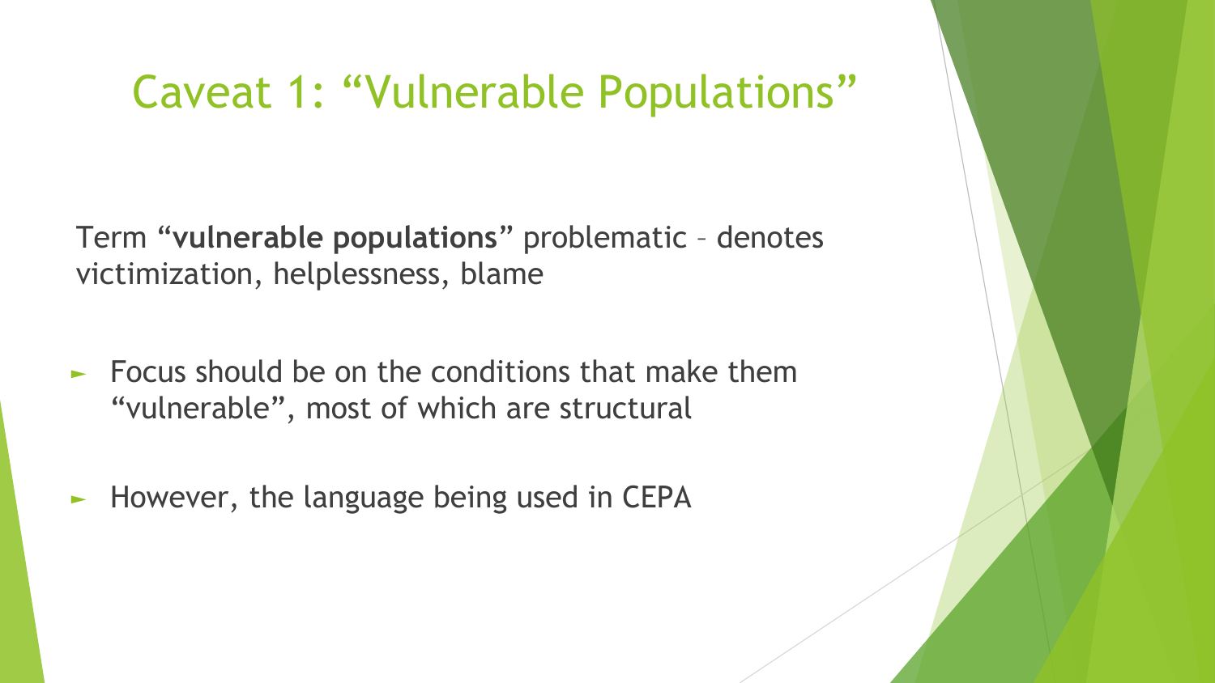# Caveat 1: "Vulnerable Populations"

Term "**vulnerable populations**" problematic – denotes victimization, helplessness, blame

- Focus should be on the conditions that make them "vulnerable", most of which are structural
- However, the language being used in CEPA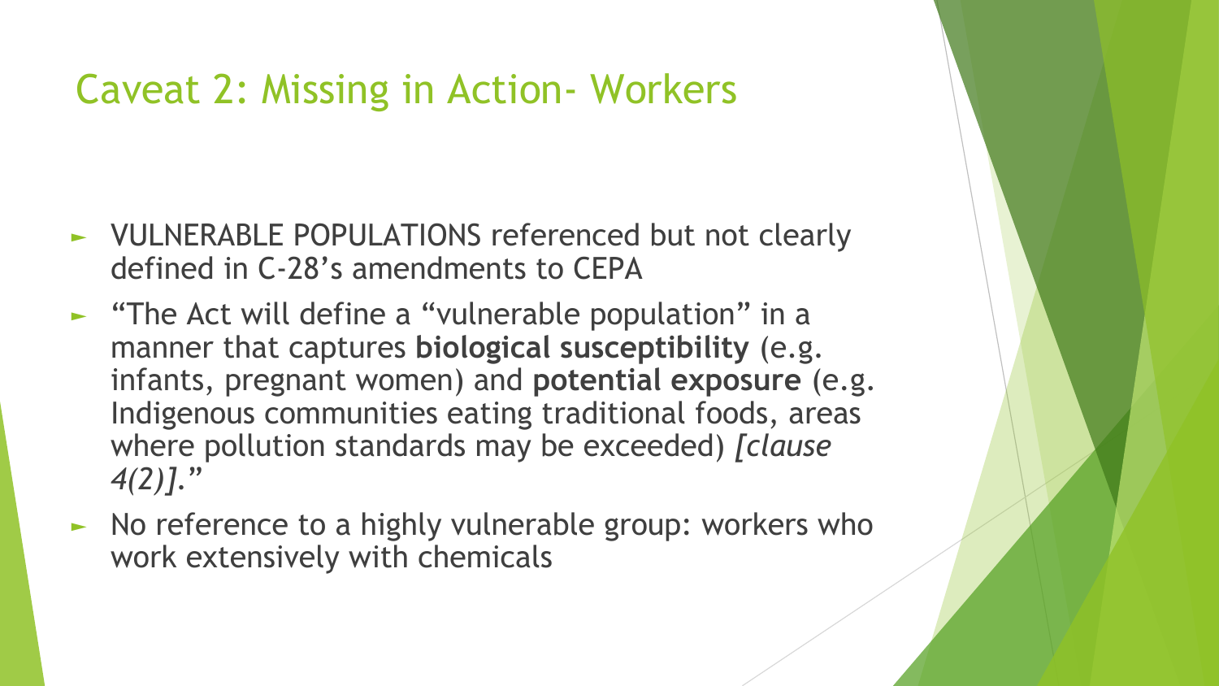# Caveat 2: Missing in Action- Workers

- VULNERABLE POPULATIONS referenced but not clearly defined in C-28's amendments to CEPA
- "The Act will define a "vulnerable population" in a manner that captures **biological susceptibility** (e.g. infants, pregnant women) and **potential exposure** (e.g. Indigenous communities eating traditional foods, areas where pollution standards may be exceeded) *[clause 4(2)].*"
- No reference to a highly vulnerable group: workers who work extensively with chemicals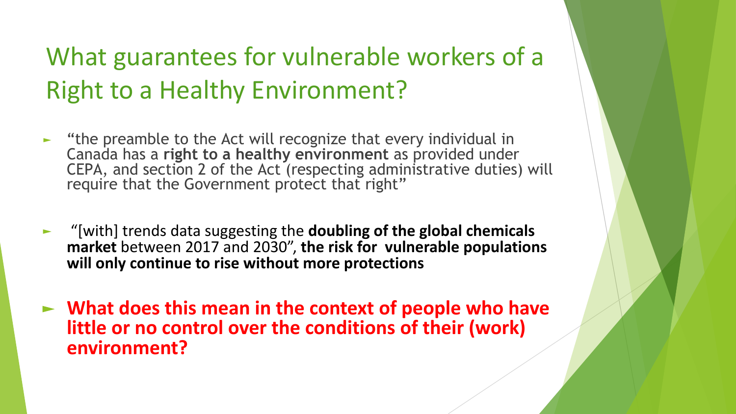# What guarantees for vulnerable workers of a Right to a Healthy Environment?

- "the preamble to the Act will recognize that every individual in Canada has a **right to a healthy environment** as provided under CEPA, and section 2 of the Act (respecting administrative duties) will require that the Government protect that right"

- "[with] trends data suggesting the **doubling of the global chemicals market** between 2017 and 2030", **the risk for vulnerable populations will only continue to rise without more protections**

- **What does this mean in the context of people who have little or no control over the conditions of their (work) environment?**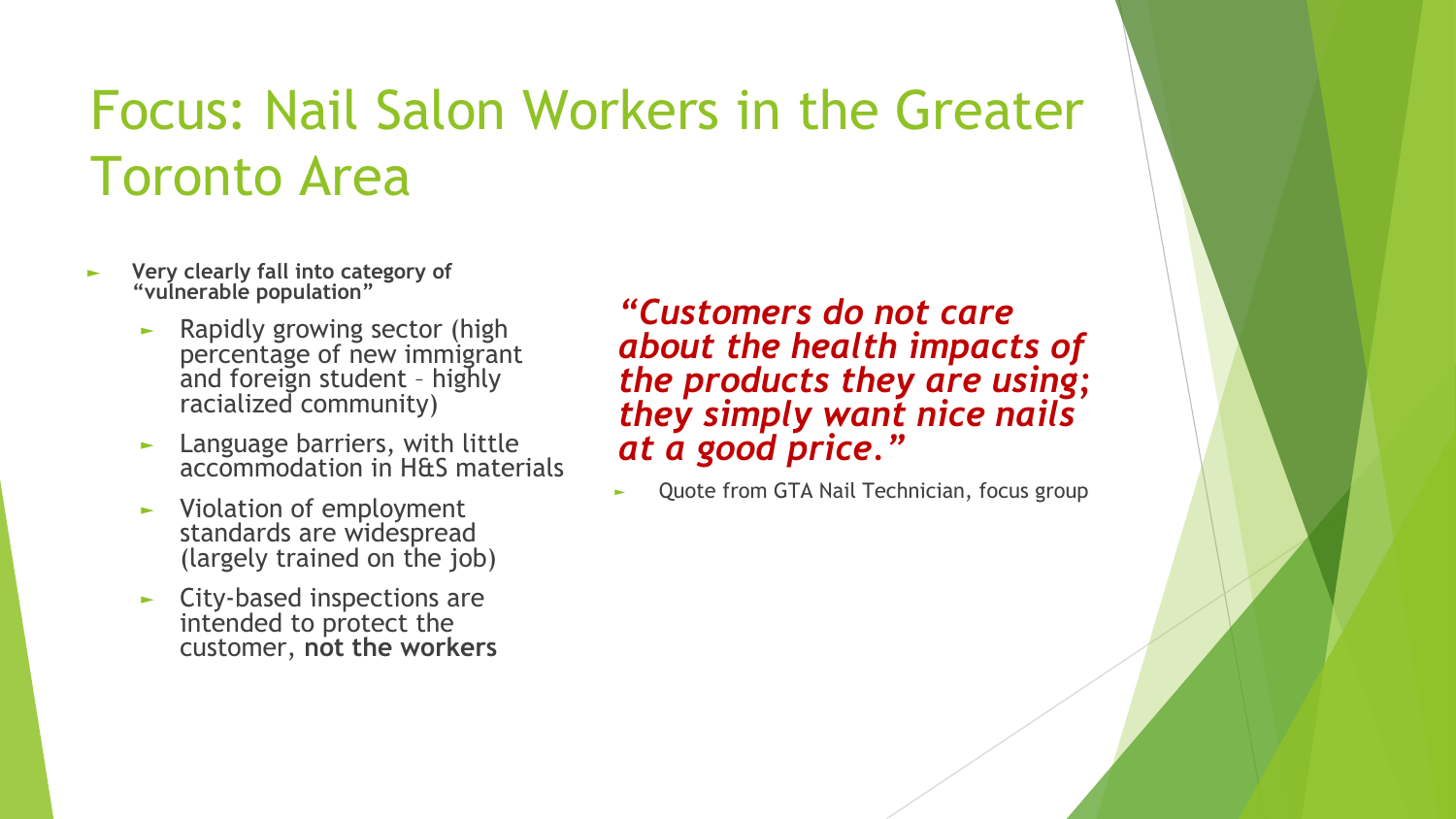# Focus: Nail Salon Workers in the Greater Toronto Area

- **Very clearly fall into category of "vulnerable population"**
  - Rapidly growing sector (high percentage of new immigrant and foreign student – highly racialized community)
  - Language barriers, with little accommodation in H&S materials
  - Violation of employment standards are widespread (largely trained on the job)
  - City-based inspections are intended to protect the customer, **not the workers**

***"Customers do not care about the health impacts of the products they are using; they simply want nice nails at a good price."***

- Quote from GTA Nail Technician, focus group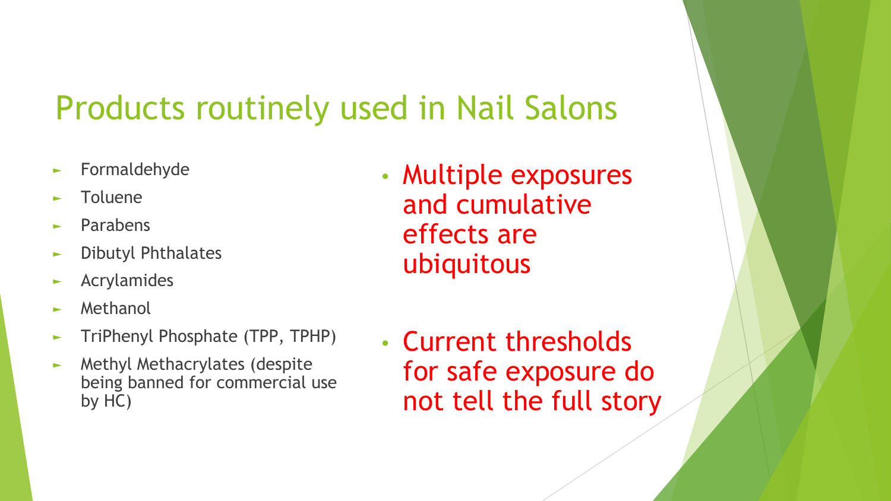# Products routinely used in Nail Salons

- Formaldehyde
- Toluene
- Parabens
- Dibutyl Phthalates
- Acrylamides
- Methanol
- TriPhenyl Phosphate (TPP, TPHP)
- Methyl Methacrylates (despite being banned for commercial use by HC)

- Multiple exposures and cumulative effects are ubiquitous

- Current thresholds for safe exposure do not tell the full story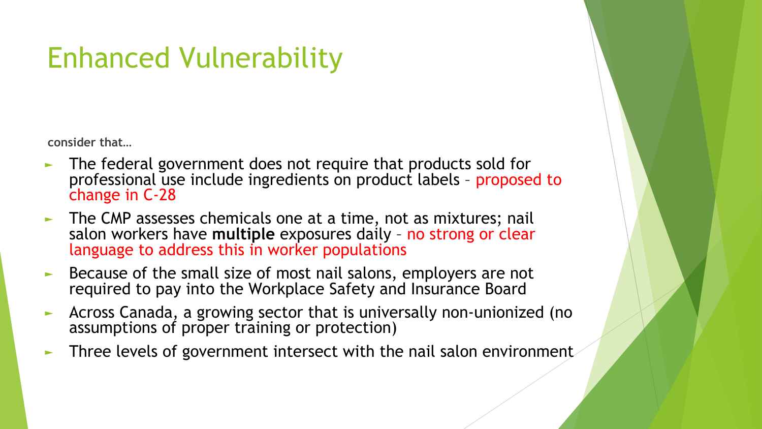# Enhanced Vulnerability

**consider that…**

- The federal government does not require that products sold for professional use include ingredients on product labels – proposed to change in C-28
- The CMP assesses chemicals one at a time, not as mixtures; nail salon workers have **multiple** exposures daily – no strong or clear language to address this in worker populations
- Because of the small size of most nail salons, employers are not required to pay into the Workplace Safety and Insurance Board
- Across Canada, a growing sector that is universally non-unionized (no assumptions of proper training or protection)
- Three levels of government intersect with the nail salon environment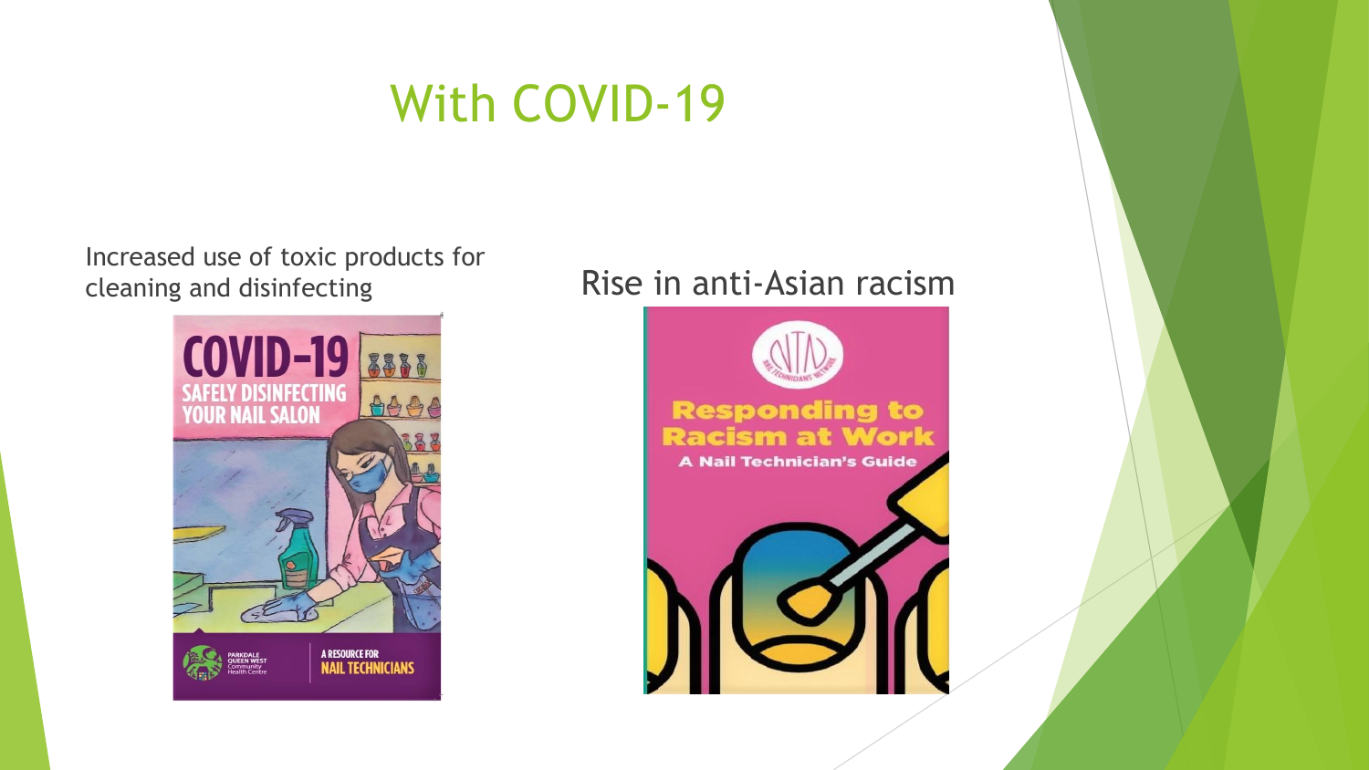# With COVID-19

Increased use of toxic products for cleaning and disinfecting

Rise in anti-Asian racism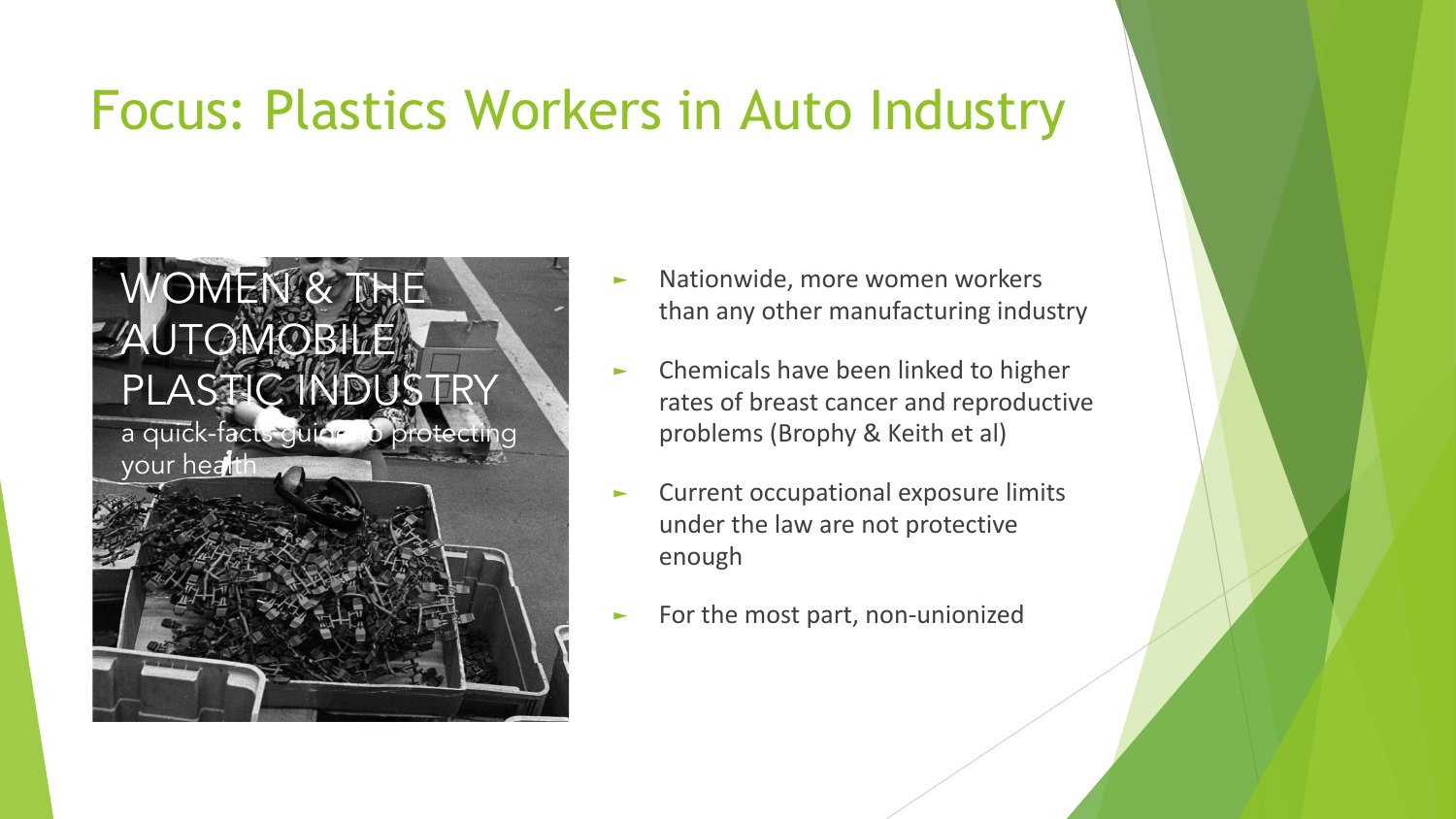# Focus: Plastics Workers in Auto Industry

WOMEN & THE AUTOMOBILE PLASTIC INDUSTRY

a quick-facts guide to protecting your health

- Nationwide, more women workers than any other manufacturing industry
- Chemicals have been linked to higher rates of breast cancer and reproductive problems (Brophy & Keith et al)
- Current occupational exposure limits under the law are not protective enough
- For the most part, non-unionized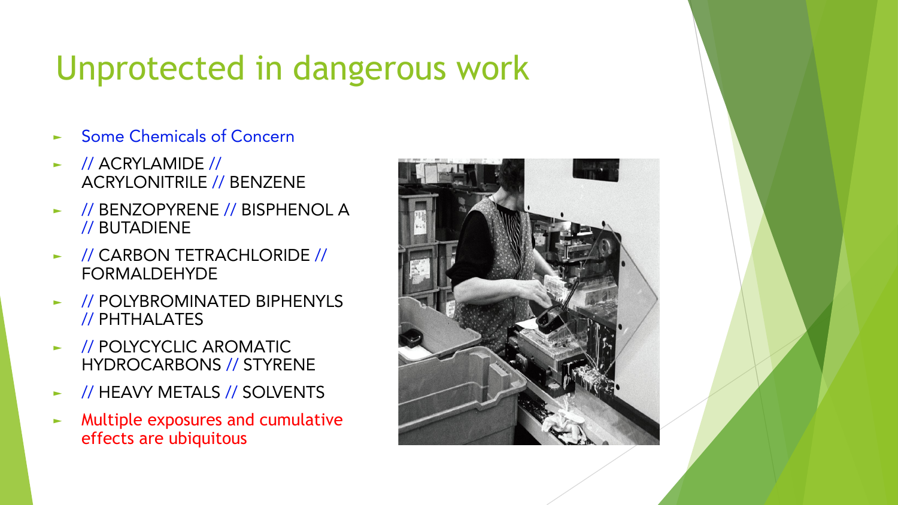# Unprotected in dangerous work

- Some Chemicals of Concern
- // ACRYLAMIDE // ACRYLONITRILE // BENZENE
- // BENZOPYRENE // BISPHENOL A // BUTADIENE
- // CARBON TETRACHLORIDE // FORMALDEHYDE
- // POLYBROMINATED BIPHENYLS // PHTHALATES
- // POLYCYCLIC AROMATIC HYDROCARBONS // STYRENE
- // HEAVY METALS // SOLVENTS
- Multiple exposures and cumulative effects are ubiquitous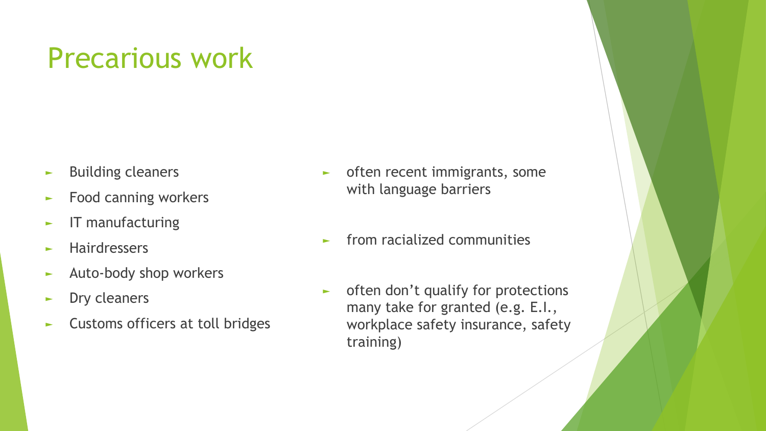# Precarious work

- Building cleaners
- Food canning workers
- IT manufacturing
- Hairdressers
- Auto-body shop workers
- Dry cleaners
- Customs officers at toll bridges

- often recent immigrants, some with language barriers
- from racialized communities
- often don't qualify for protections many take for granted (e.g. E.I., workplace safety insurance, safety training)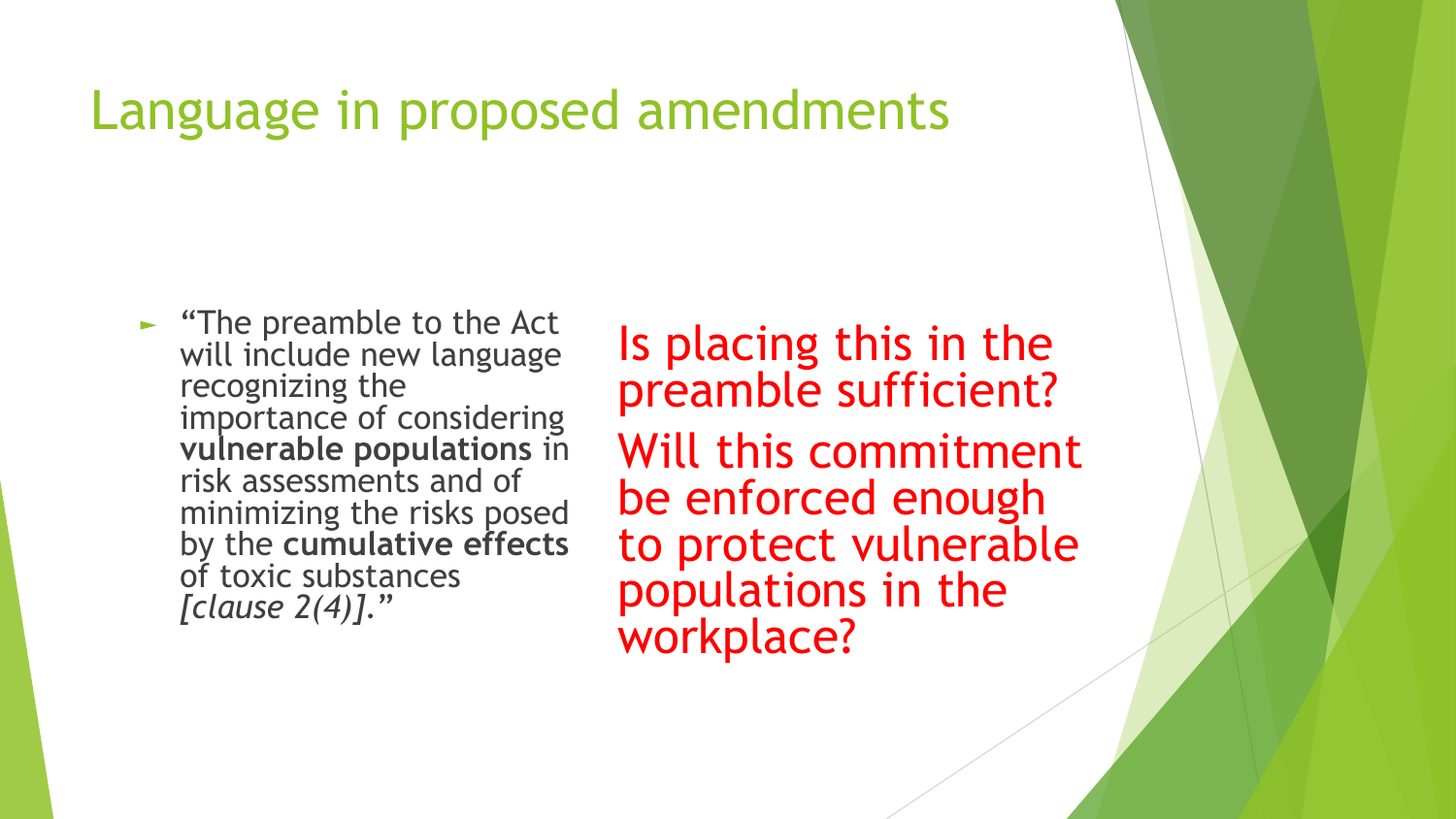# Language in proposed amendments

- "The preamble to the Act will include new language recognizing the importance of considering **vulnerable populations** in risk assessments and of minimizing the risks posed by the **cumulative effects** of toxic substances *[clause 2(4)]*."

Is placing this in the preamble sufficient?

Will this commitment be enforced enough to protect vulnerable populations in the workplace?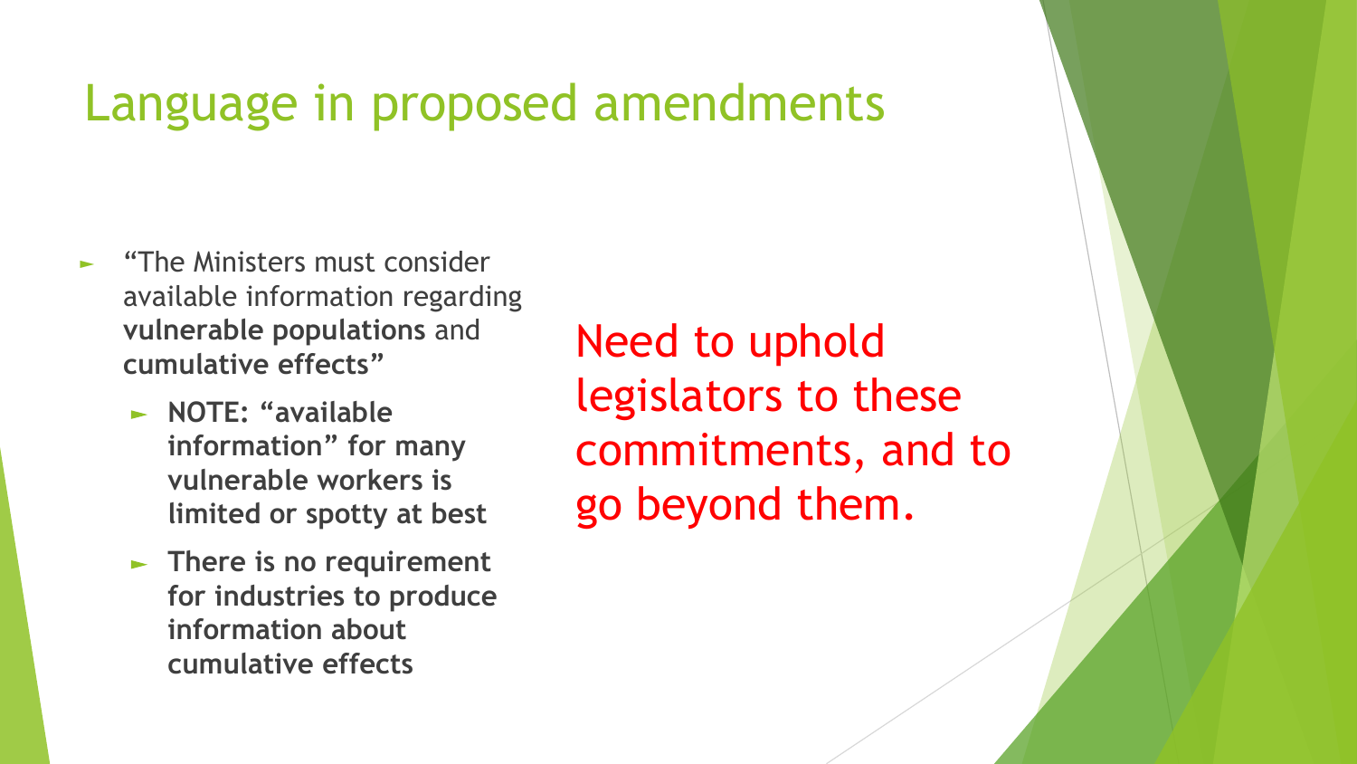# Language in proposed amendments

- "The Ministers must consider available information regarding **vulnerable populations** and **cumulative effects**"
  - **NOTE: "available information" for many vulnerable workers is limited or spotty at best**
  - **There is no requirement for industries to produce information about cumulative effects**

Need to uphold legislators to these commitments, and to go beyond them.